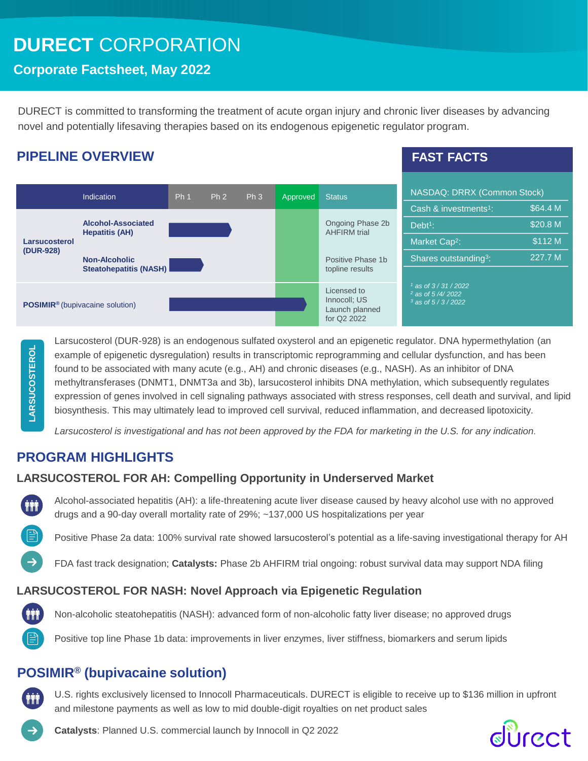# DURECT CORPORATION

## Corporate Factsheet, May 2022

DURECT is committed to transforming the treatment of acute organ injury and chronic liver diseases by advancing novel and potentially lifesaving therapies based on its endogenous epigenetic regulator program.

## PIPELINE OVERVIEW

| | Indication | Ph 1 | Ph 2 | Ph 3 | Approved | Status |
|---|---|---|---|---|---|---|
| Larsucosterol (DUR-928) | Alcohol-Associated Hepatitis (AH) | | | | | Ongoing Phase 2b AHFIRM trial |
| | Non-Alcoholic Steatohepatitis (NASH) | | | | | Positive Phase 1b topline results |
| POSIMIR® (bupivacaine solution) | | | | | | Licensed to Innocoll; US Launch planned for Q2 2022 |

## FAST FACTS

NASDAQ: DRRX (Common Stock)

| | |
|---|---|
| Cash & investments[1]: | $64.4 M |
| Debt[1]: | $20.8 M |
| Market Cap[2]: | $112 M |
| Shares outstanding[3]: | 227.7 M |

*[1] as of 3 / 31 / 2022*
*[2] as of 5 /4/ 2022*
*[3] as of 5 / 3 / 2022*

**LARSUCOSTEROL**

Larsucosterol (DUR-928) is an endogenous sulfated oxysterol and an epigenetic regulator. DNA hypermethylation (an example of epigenetic dysregulation) results in transcriptomic reprogramming and cellular dysfunction, and has been found to be associated with many acute (e.g., AH) and chronic diseases (e.g., NASH). As an inhibitor of DNA methyltransferases (DNMT1, DNMT3a and 3b), larsucosterol inhibits DNA methylation, which subsequently regulates expression of genes involved in cell signaling pathways associated with stress responses, cell death and survival, and lipid biosynthesis. This may ultimately lead to improved cell survival, reduced inflammation, and decreased lipotoxicity.

*Larsucosterol is investigational and has not been approved by the FDA for marketing in the U.S. for any indication.*

## PROGRAM HIGHLIGHTS

### LARSUCOSTEROL FOR AH: Compelling Opportunity in Underserved Market

- Alcohol-associated hepatitis (AH): a life-threatening acute liver disease caused by heavy alcohol use with no approved drugs and a 90-day overall mortality rate of 29%; ~137,000 US hospitalizations per year
- Positive Phase 2a data: 100% survival rate showed larsucosterol's potential as a life-saving investigational therapy for AH
- FDA fast track designation; **Catalysts:** Phase 2b AHFIRM trial ongoing: robust survival data may support NDA filing

### LARSUCOSTEROL FOR NASH: Novel Approach via Epigenetic Regulation

- Non-alcoholic steatohepatitis (NASH): advanced form of non-alcoholic fatty liver disease; no approved drugs
- Positive top line Phase 1b data: improvements in liver enzymes, liver stiffness, biomarkers and serum lipids

## POSIMIR® (bupivacaine solution)

- U.S. rights exclusively licensed to Innocoll Pharmaceuticals. DURECT is eligible to receive up to $136 million in upfront and milestone payments as well as low to mid double-digit royalties on net product sales
- **Catalysts**: Planned U.S. commercial launch by Innocoll in Q2 2022

durect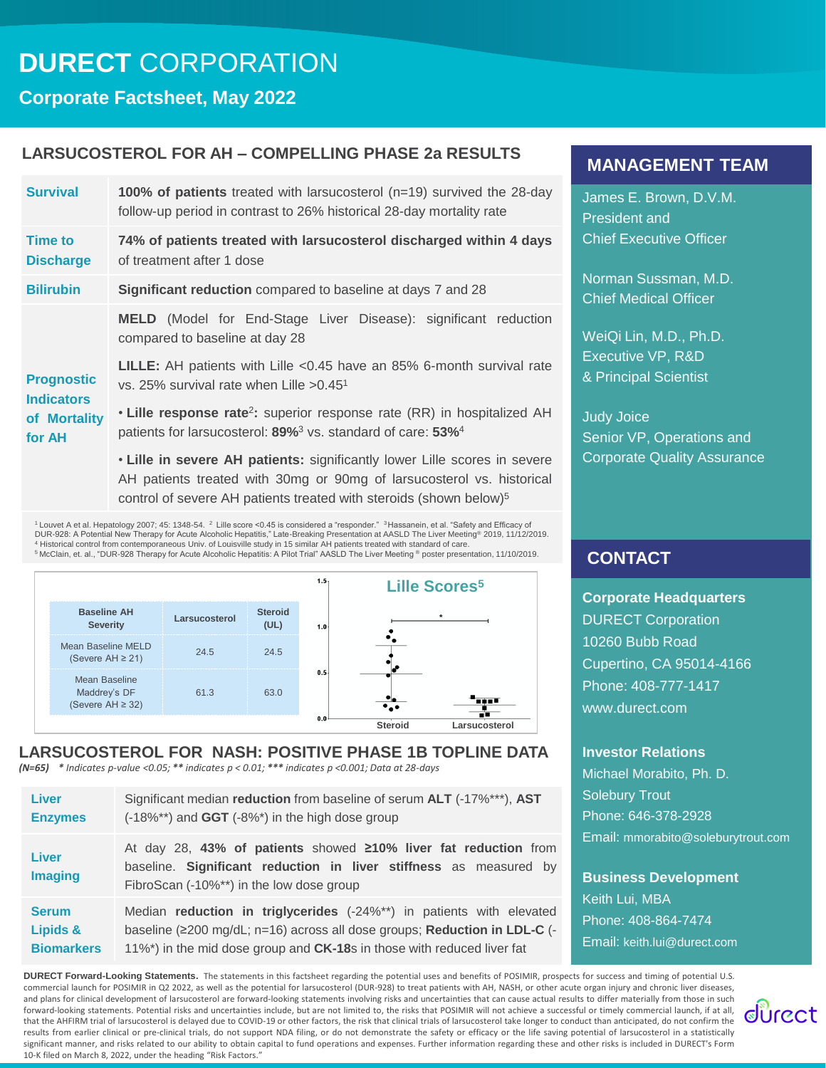# DURECT CORPORATION

## Corporate Factsheet, May 2022

## LARSUCOSTEROL FOR AH – COMPELLING PHASE 2a RESULTS

| | |
|---|---|
| **Survival** | **100% of patients** treated with larsucosterol (n=19) survived the 28-day follow-up period in contrast to 26% historical 28-day mortality rate |
| **Time to Discharge** | **74% of patients treated with larsucosterol discharged within 4 days** of treatment after 1 dose |
| **Bilirubin** | **Significant reduction** compared to baseline at days 7 and 28 |
| **Prognostic Indicators of Mortality for AH** | **MELD** (Model for End-Stage Liver Disease): significant reduction compared to baseline at day 28<br><br>**LILLE:** AH patients with Lille <0.45 have an 85% 6-month survival rate vs. 25% survival rate when Lille >0.45[1]<br><br>• **Lille response rate**[2]**:** superior response rate (RR) in hospitalized AH patients for larsucosterol: **89%**[3] vs. standard of care: **53%**[4]<br><br>• **Lille in severe AH patients:** significantly lower Lille scores in severe AH patients treated with 30mg or 90mg of larsucosterol vs. historical control of severe AH patients treated with steroids (shown below)[5] |

[1] Louvet A et al. Hepatology 2007; 45: 1348-54. [2] Lille score <0.45 is considered a "responder." [3] Hassanein, et al. "Safety and Efficacy of DUR-928: A Potential New Therapy for Acute Alcoholic Hepatitis," Late-Breaking Presentation at AASLD The Liver Meeting® 2019, 11/12/2019.
[4] Historical control from contemporaneous Univ. of Louisville study in 15 similar AH patients treated with standard of care.
[5] McClain, et. al., "DUR-928 Therapy for Acute Alcoholic Hepatitis: A Pilot Trial" AASLD The Liver Meeting ® poster presentation, 11/10/2019.

| Baseline AH Severity | Larsucosterol | Steroid (UL) |
|---|---|---|
| Mean Baseline MELD (Severe AH ≥ 21) | 24.5 | 24.5 |
| Mean Baseline Maddrey's DF (Severe AH ≥ 32) | 61.3 | 63.0 |

Lille Scores[5]

1.5
1.0
0.5
0.0
*
Steroid
Larsucosterol

## LARSUCOSTEROL FOR NASH: POSITIVE PHASE 1B TOPLINE DATA

*(N=65) * Indicates p-value <0.05; ** indicates p < 0.01; *** indicates p <0.001; Data at 28-days*

| | |
|---|---|
| **Liver Enzymes** | Significant median **reduction** from baseline of serum **ALT** (-17%***), **AST** (-18%**) and **GGT** (-8%*) in the high dose group |
| **Liver Imaging** | At day 28, **43% of patients** showed **≥10% liver fat reduction** from baseline. **Significant reduction in liver stiffness** as measured by FibroScan (-10%**) in the low dose group |
| **Serum Lipids & Biomarkers** | Median **reduction in triglycerides** (-24%**) in patients with elevated baseline (≥200 mg/dL; n=16) across all dose groups; **Reduction in LDL-C** (-11%*) in the mid dose group and **CK-18**s in those with reduced liver fat |

## MANAGEMENT TEAM

James E. Brown, D.V.M.
President and
Chief Executive Officer

Norman Sussman, M.D.
Chief Medical Officer

WeiQi Lin, M.D., Ph.D.
Executive VP, R&D
& Principal Scientist

Judy Joice
Senior VP, Operations and
Corporate Quality Assurance

## CONTACT

**Corporate Headquarters**
DURECT Corporation
10260 Bubb Road
Cupertino, CA 95014-4166
Phone: 408-777-1417
www.durect.com

**Investor Relations**
Michael Morabito, Ph. D.
Solebury Trout
Phone: 646-378-2928
Email: mmorabito@soleburytrout.com

**Business Development**
Keith Lui, MBA
Phone: 408-864-7474
Email: keith.lui@durect.com

**DURECT Forward-Looking Statements.** The statements in this factsheet regarding the potential uses and benefits of POSIMIR, prospects for success and timing of potential U.S. commercial launch for POSIMIR in Q2 2022, as well as the potential for larsucosterol (DUR-928) to treat patients with AH, NASH, or other acute organ injury and chronic liver diseases, and plans for clinical development of larsucosterol are forward-looking statements involving risks and uncertainties that can cause actual results to differ materially from those in such forward-looking statements. Potential risks and uncertainties include, but are not limited to, the risks that POSIMIR will not achieve a successful or timely commercial launch, if at all, that the AHFIRM trial of larsucosterol is delayed due to COVID-19 or other factors, the risk that clinical trials of larsucosterol take longer to conduct than anticipated, do not confirm the results from earlier clinical or pre-clinical trials, do not support NDA filing, or do not demonstrate the safety or efficacy or the life saving potential of larsucosterol in a statistically significant manner, and risks related to our ability to obtain capital to fund operations and expenses. Further information regarding these and other risks is included in DURECT's Form 10-K filed on March 8, 2022, under the heading "Risk Factors."

durect